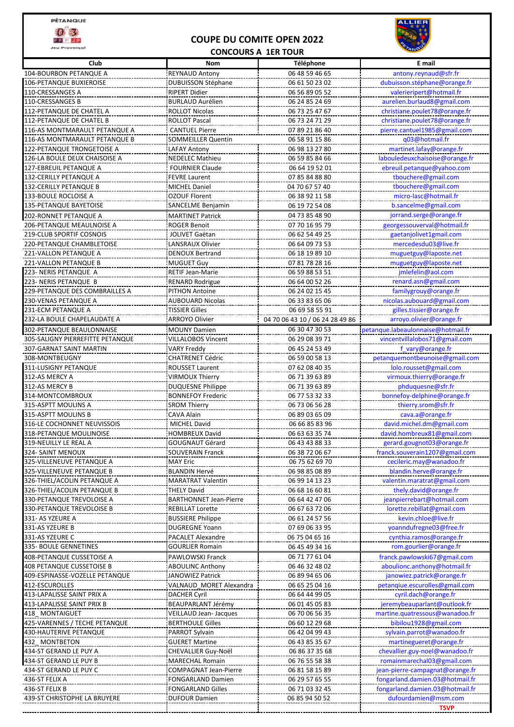# COUPE DU COMITE OPEN 2022

## CONCOURS A 1ER TOUR

| Club | Nom | Téléphone | E mail |
|---|---|---|---|
| 104-BOURBON PETANQUE A | REYNAUD Antony | 06 48 59 46 65 | antony.reynaud@sfr.fr |
| 106-PETANQUE BUXIEROISE | DUBUISSON Stéphane | 06 61 50 23 02 | dubuisson.stéphane@orange.fr |
| 110-CRESSANGES A | RIPERT Didier | 06 56 89 05 52 | valerieripert@hotmail.fr |
| 110-CRESSANGES B | BURLAUD Aurélien | 06 24 85 24 69 | aurelien.burlaud8@gmail.com |
| 112-PETANQUE DE CHATEL A | ROLLOT Nicolas | 06 73 25 47 67 | christiane.poulet78@orange.fr |
| 112-PETANQUE DE CHATEL B | ROLLOT Pascal | 06 73 24 71 29 | christiane.poulet78@orange.fr |
| 116-AS MONTMARAULT PETANQUE A | CANTUEL Pierre | 07 89 21 86 40 | pierre.cantuel1985@gmail.com |
| 116-AS MONTMARAULT PETANQUE B | SOMMEILLER Quentin | 06 58 91 15 86 | q03@hotmail.fr |
| 122-PETANQUE TRONGETOISE A | LAFAY Antony | 06 98 13 27 80 | martinet.lafay@orange.fr |
| 126-LA BOULE DEUX CHAISOISE A | NEDELEC Mathieu | 06 59 85 84 66 | labouledeuxchaisoise@orange.fr |
| 127-EBREUIL PETANQUE A | FOURNIER Claude | 06 64 19 52 01 | ebreuil.petanque@yahoo.com |
| 132-CERILLY PETANQUE A | FEVRE Laurent | 07 85 84 88 80 | tbouchere@gmail.com |
| 132-CERILLY PETANQUE B | MICHEL Daniel | 04 70 67 57 40 | tbouchere@gmail.com |
| 133-BOULE ROCLOISE A | OZOUF Florent | 06 38 92 11 58 | micro-lasc@hotmail.fr |
| 135-PETANQUE BAYETOISE | SANCELME Benjamin | 06 19 72 54 08 | b.sancelme@gmail.com |
| 202-RONNET PETANQUE A | MARTINET Patrick | 04 73 85 48 90 | jorrand.serge@orange.fr |
| 206-PETANQUE MEAULNOISE A | ROGER Benoit | 07 70 16 95 79 | georgessouverval@hotmail.fr |
| 219-CLUB SPORTIF COSNOIS | JOLIVET Gaëtan | 06 62 54 49 25 | gaetanjolivet1gmail.com |
| 220-PETANQUE CHAMBLETOISE | LANSRAUX Olivier | 06 64 09 73 53 | mercedesdu03@live.fr |
| 221-VALLON PETANQUE A | DENOUX Bertrand | 06 18 19 89 10 | muguetguy@laposte.net |
| 221-VALLON PETANQUE B | MUGUET Guy | 07 81 78 28 16 | muguetguy@laposte.net |
| 223- NERIS PETANQUE A | RETIF Jean-Marie | 06 59 88 53 51 | jmlefelin@aol.com |
| 223- NERIS PETANQUE B | RENARD Rodrigue | 06 64 00 52 26 | renard.asn@gmail.com |
| 229-PETANQUE DES COMBRAILLES A | PITHON Antoine | 06 24 02 15 45 | familygrouy@orange.fr |
| 230-VENAS PETANQUE A | AUBOUARD Nicolas | 06 33 83 65 06 | nicolas.aubouard@gmail.com |
| 231-ECM PETANQUE A | TISSIER Gilles | 06 69 58 55 91 | gilles.tissier@orange.fr |
| 232-LA BOULE CHAPELAUDATE A | ARROYO Olivier | 04 70 06 43 10 / 06 24 28 49 86 | arroyo.olivier@orange.fr |
| 302-PETANQUE BEAULONNAISE | MOUNY Damien | 06 30 47 30 53 | petanque.labeaulonnaise@hotmail.fr |
| 305-SALIGNY PIERREFITTE PETANQUE | VILLALOBOS Vincent | 06 29 08 39 71 | vincentvillalobos71@gmail.com |
| 307-GARNAT SAINT MARTIN | VARY Freddy | 06 45 24 53 49 | f_vary@orange.fr |
| 308-MONTBEUGNY | CHATRENET Cédric | 06 59 00 58 13 | petanquemontbeunoise@gmail.com |
| 311-LUSIGNY PETANQUE | ROUSSET Laurent | 07 62 08 40 35 | lolo.rousset@gmail.com |
| 312-AS MERCY A | VIRMOUX Thierry | 06 71 39 63 89 | virmoux.thierry@orange.fr |
| 312-AS MERCY B | DUQUESNE Philippe | 06 71 39 63 89 | phduquesne@sfr.fr |
| 314-MONTCOMBROUX | BONNEFOY Frederic | 06 77 53 32 33 | bonnefoy-delphine@orange.fr |
| 315-ASPTT MOULINS A | SROM Thierry | 06 73 06 56 28 | thierry.srom@sfr.fr |
| 315-ASPTT MOULINS B | CAVA Alain | 06 89 03 65 09 | cava.a@orange.fr |
| 316-LE COCHONNET NEUVISSOIS | MICHEL David | 06 66 85 83 96 | david.michel.dm@gmail.com |
| 318-PETANQUE MOULINOISE | HOMBREUX David | 06 63 63 35 74 | david.hombreux81@gmail.com |
| 319-NEUILLY LE REAL A | GOUGNAUT Gérard | 06 43 43 88 33 | gerard.gougnot03@orange.fr |
| 324- SAINT MENOUX | SOUVERAIN Franck | 06 38 72 06 67 | franck.souverain1207@gmail.com |
| 325-VILLENEUVE PETANQUE A | MAY Eric | 06 75 62 69 70 | cecileric.may@wanadoo.fr |
| 325-VILLENEUVE PETANQUE B | BLANDIN Hervé | 06 98 85 08 89 | blandin.herve@orange.fr |
| 326-THIEL/ACOLIN PETANQUE A | MARATRAT Valentin | 06 99 14 13 23 | valentin.maratrat@gmail.com |
| 326-THIEL/ACOLIN PETANQUE B | THELY David | 06 68 16 60 81 | thely.david@orange.fr |
| 330-PETANQUE TREVOLOISE A | BARTHONNET Jean-Pierre | 06 64 42 47 06 | jeanpierrebart@hotmail.com |
| 330-PETANQUE TREVOLOISE B | REBILLAT Lorette | 06 67 63 72 06 | lorette.rebillat@gmail.com |
| 331- AS YZEURE A | BUSSIERE Philippe | 06 61 24 57 56 | kevin.chloe@live.fr |
| 331-AS YZEURE B | DUGREGNE Yoann | 07 69 06 33 95 | yoanndufregne03@free.fr |
| 331-AS YZEURE C | PACALET Alexandre | 06 75 04 65 16 | cynthia.ramos@orange.fr |
| 335- BOULE GENNETINES | GOURLIER Romain | 06 45 49 34 16 | rom.gourlier@orange.fr |
| 408-PETANQUE CUSSETOISE A | PAWLOWSKI Franck | 06 71 77 61 04 | franck.pawlowski67@gmail.com |
| 408 PETANQUE CUSSETOISE B | ABOULINC Anthony | 06 46 32 48 02 | aboulionc.anthony@hotmail.fr |
| 409-ESPINASSE-VOZELLE PETANQUE | JANOWIEZ Patrick | 06 89 94 65 06 | janowiez.patrick@orange.fr |
| 412-ESCUROLLES | VALNAUD_MORET Alexandra | 06 65 25 04 16 | petanqiue.escurolles@gmail.com |
| 413-LAPALISSE SAINT PRIX A | DACHER Cyril | 06 64 44 99 05 | cyril.dach@orange.fr |
| 413-LAPALISSE SAINT PRIX B | BEAUPARLANT Jérémy | 06 01 45 05 83 | jeremybeauparlant@outlook.fr |
| 418_ MONTAIGUET | VEILLAUD Jean- Jacques | 06 70 06 56 35 | martine.quatressous@wanadoo.fr |
| 425-VARENNES / TECHE PETANQUE | BERTHOULE Gilles | 06 60 12 29 68 | bibilou1928@gmail.com |
| 430-HAUTERIVE PETANQUE | PARROT Sylvain | 06 42 04 99 43 | sylvain.parrot@wanadoo.fr |
| 432_ MONTBETON | GUERET Martine | 06 43 85 35 67 | martinegueret@orange.fr |
| 434-ST GERAND LE PUY A | CHEVALLIER Guy-Noël | 06 86 37 35 68 | chevallier.guy-noel@wanadoo.fr |
| 434-ST GERAND LE PUY B | MARECHAL Romain | 06 76 55 58 38 | romainmarechal03@gmail.com |
| 434-ST GERAND LE PUY C | COMPAGNAT Jean-Pierre | 06 81 58 15 89 | jean-pierre-campagnat@orange.fr |
| 436-ST FELIX A | FONGARLAND Damien | 06 29 57 65 55 | fongarland.damien.03@hotmail.fr |
| 436-ST FELIX B | FONGARLAND Gilles | 06 71 03 32 45 | fongarland.damien.03@hotmail.fr |
| 439-ST CHRISTOPHE LA BRUYERE | DUFOUR Damien | 06 85 94 50 52 | dufourdamien@msm.com |
| | | | **TSVP** |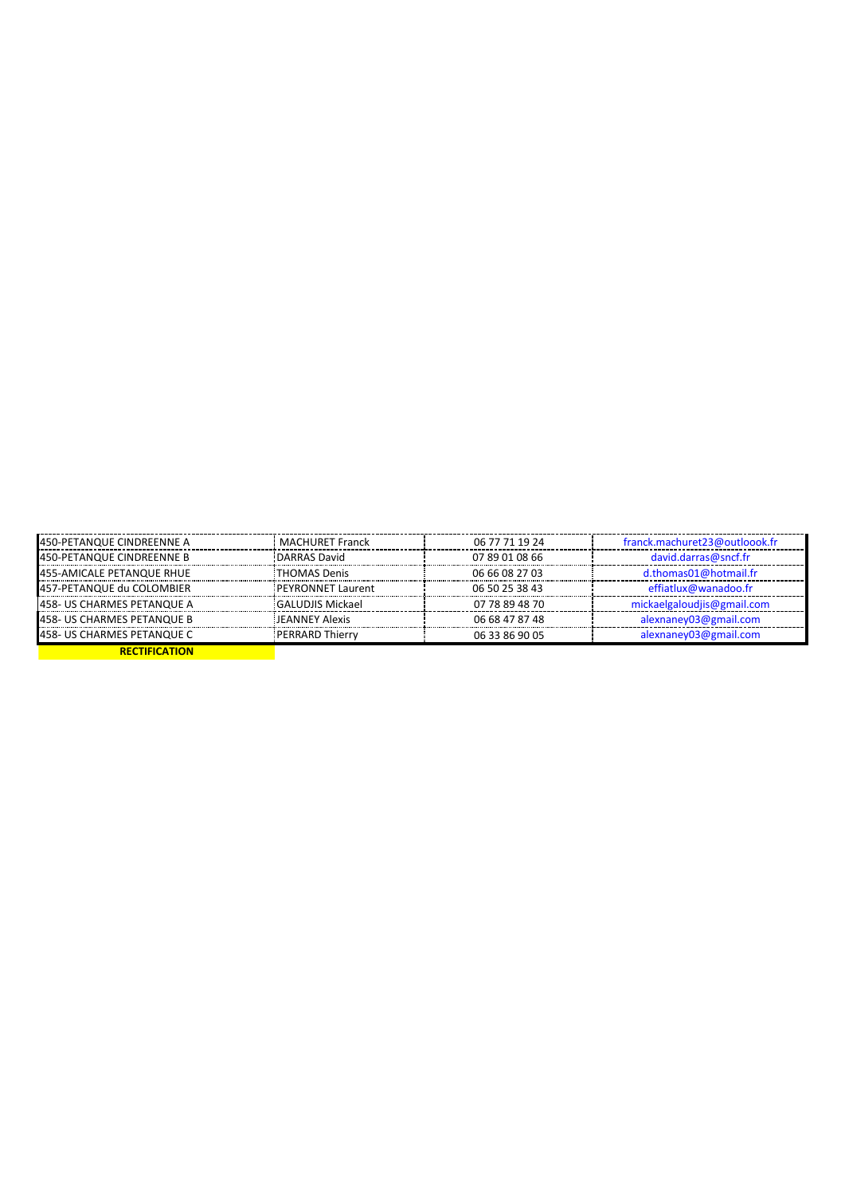| | | | |
|---|---|---|---|
| 450-PETANQUE CINDREENNE A | MACHURET Franck | 06 77 71 19 24 | franck.machuret23@outloook.fr |
| 450-PETANQUE CINDREENNE B | DARRAS David | 07 89 01 08 66 | david.darras@sncf.fr |
| 455-AMICALE PETANQUE RHUE | THOMAS Denis | 06 66 08 27 03 | d.thomas01@hotmail.fr |
| 457-PETANQUE du COLOMBIER | PEYRONNET Laurent | 06 50 25 38 43 | effiatlux@wanadoo.fr |
| 458- US CHARMES PETANQUE A | GALUDJIS Mickael | 07 78 89 48 70 | mickaelgaloudjis@gmail.com |
| 458- US CHARMES PETANQUE B | JEANNEY Alexis | 06 68 47 87 48 | alexnaney03@gmail.com |
| 458- US CHARMES PETANQUE C | PERRARD Thierry | 06 33 86 90 05 | alexnaney03@gmail.com |

**RECTIFICATION**